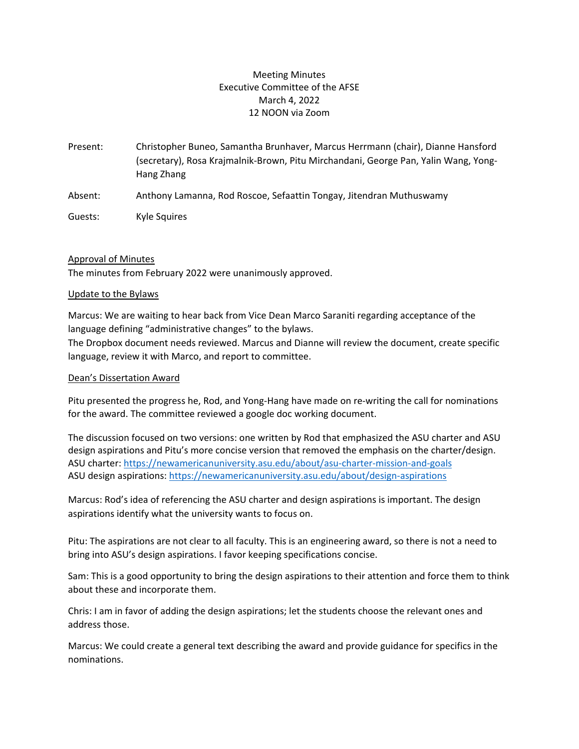Meeting Minutes
Executive Committee of the AFSE
March 4, 2022
12 NOON via Zoom

Present: Christopher Buneo, Samantha Brunhaver, Marcus Herrmann (chair), Dianne Hansford (secretary), Rosa Krajmalnik-Brown, Pitu Mirchandani, George Pan, Yalin Wang, Yong-Hang Zhang

Absent: Anthony Lamanna, Rod Roscoe, Sefaattin Tongay, Jitendran Muthuswamy

Guests: Kyle Squires

## Approval of Minutes

The minutes from February 2022 were unanimously approved.

## Update to the Bylaws

Marcus: We are waiting to hear back from Vice Dean Marco Saraniti regarding acceptance of the language defining "administrative changes" to the bylaws.
The Dropbox document needs reviewed. Marcus and Dianne will review the document, create specific language, review it with Marco, and report to committee.

## Dean's Dissertation Award

Pitu presented the progress he, Rod, and Yong-Hang have made on re-writing the call for nominations for the award. The committee reviewed a google doc working document.

The discussion focused on two versions: one written by Rod that emphasized the ASU charter and ASU design aspirations and Pitu's more concise version that removed the emphasis on the charter/design.
ASU charter: https://newamericanuniversity.asu.edu/about/asu-charter-mission-and-goals
ASU design aspirations: https://newamericanuniversity.asu.edu/about/design-aspirations

Marcus: Rod's idea of referencing the ASU charter and design aspirations is important. The design aspirations identify what the university wants to focus on.

Pitu: The aspirations are not clear to all faculty. This is an engineering award, so there is not a need to bring into ASU's design aspirations. I favor keeping specifications concise.

Sam: This is a good opportunity to bring the design aspirations to their attention and force them to think about these and incorporate them.

Chris: I am in favor of adding the design aspirations; let the students choose the relevant ones and address those.

Marcus: We could create a general text describing the award and provide guidance for specifics in the nominations.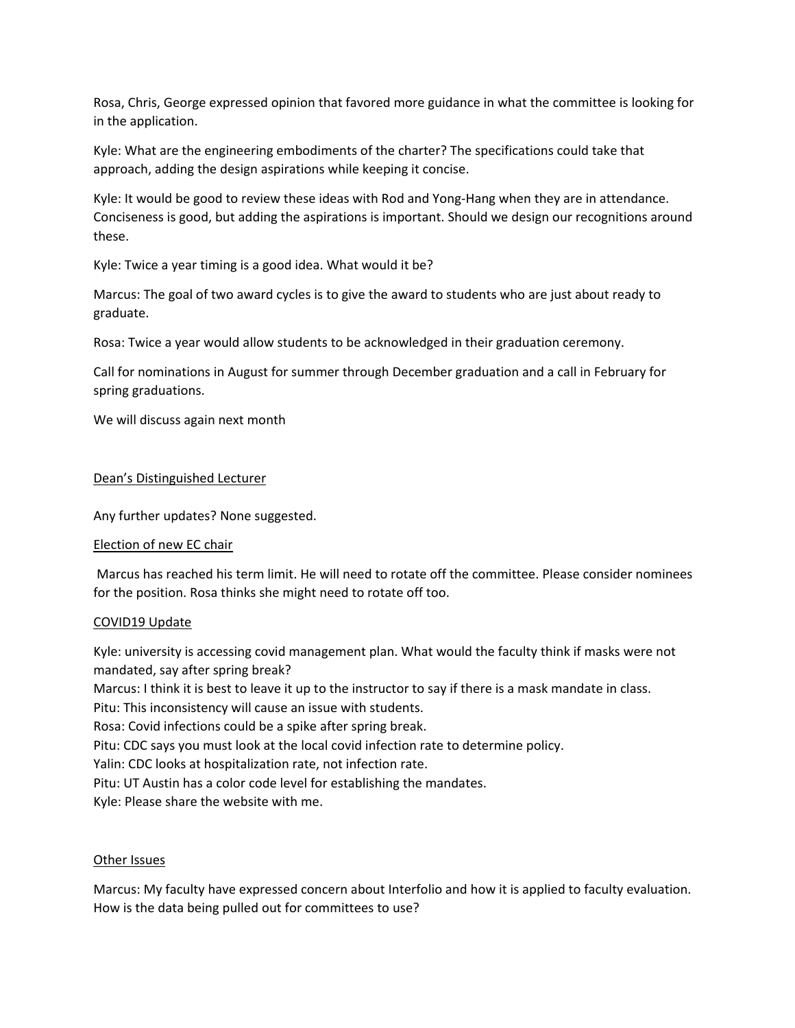Rosa, Chris, George expressed opinion that favored more guidance in what the committee is looking for in the application.

Kyle: What are the engineering embodiments of the charter? The specifications could take that approach, adding the design aspirations while keeping it concise.

Kyle: It would be good to review these ideas with Rod and Yong-Hang when they are in attendance. Conciseness is good, but adding the aspirations is important. Should we design our recognitions around these.

Kyle: Twice a year timing is a good idea. What would it be?

Marcus: The goal of two award cycles is to give the award to students who are just about ready to graduate.

Rosa: Twice a year would allow students to be acknowledged in their graduation ceremony.

Call for nominations in August for summer through December graduation and a call in February for spring graduations.

We will discuss again next month

<u>Dean's Distinguished Lecturer</u>

Any further updates? None suggested.

<u>Election of new EC chair</u>

Marcus has reached his term limit. He will need to rotate off the committee. Please consider nominees for the position. Rosa thinks she might need to rotate off too.

<u>COVID19 Update</u>

Kyle: university is accessing covid management plan. What would the faculty think if masks were not mandated, say after spring break?
Marcus: I think it is best to leave it up to the instructor to say if there is a mask mandate in class.
Pitu: This inconsistency will cause an issue with students.
Rosa: Covid infections could be a spike after spring break.
Pitu: CDC says you must look at the local covid infection rate to determine policy.
Yalin: CDC looks at hospitalization rate, not infection rate.
Pitu: UT Austin has a color code level for establishing the mandates.
Kyle: Please share the website with me.

<u>Other Issues</u>

Marcus: My faculty have expressed concern about Interfolio and how it is applied to faculty evaluation. How is the data being pulled out for committees to use?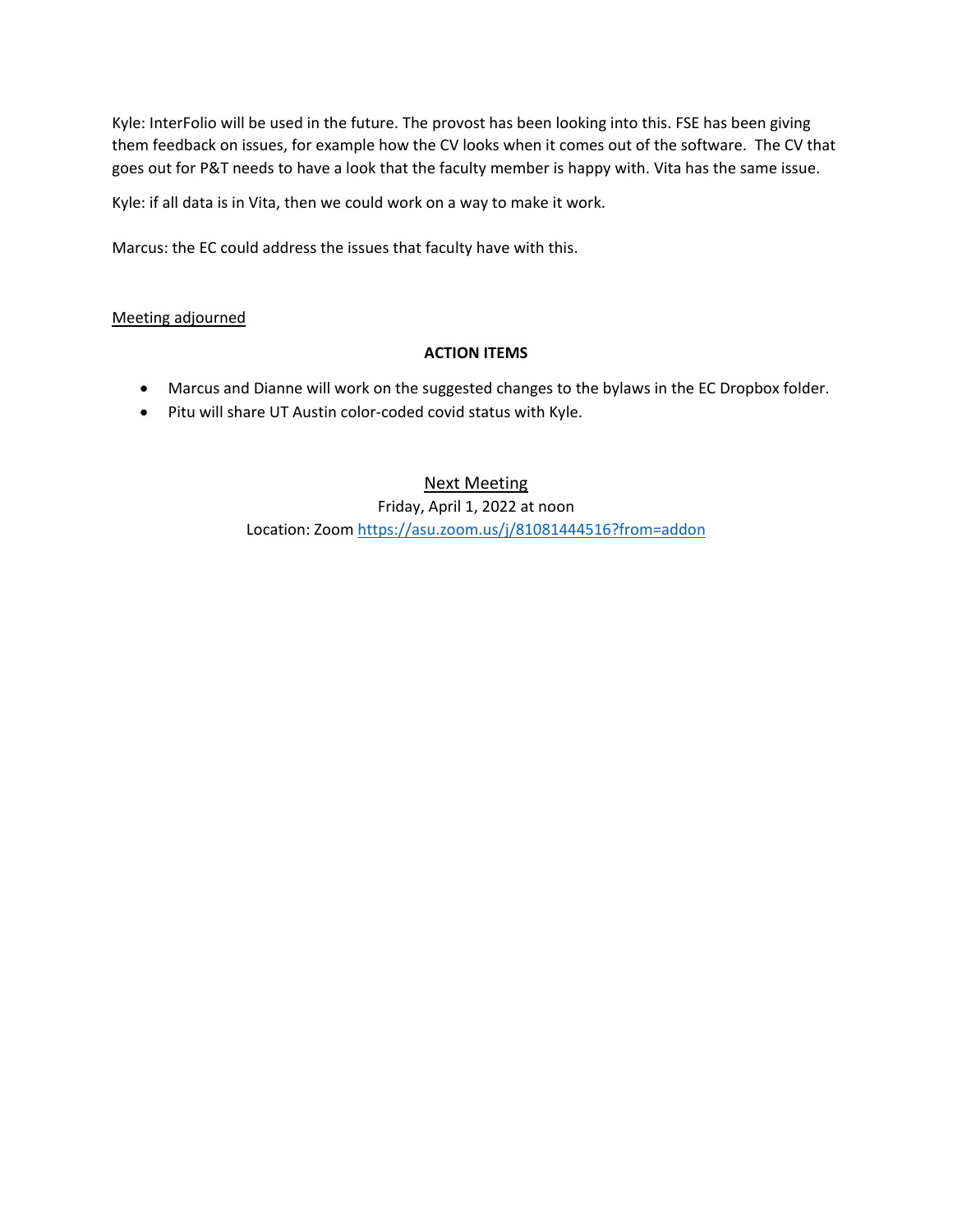Kyle: InterFolio will be used in the future. The provost has been looking into this. FSE has been giving them feedback on issues, for example how the CV looks when it comes out of the software. The CV that goes out for P&T needs to have a look that the faculty member is happy with. Vita has the same issue.

Kyle: if all data is in Vita, then we could work on a way to make it work.

Marcus: the EC could address the issues that faculty have with this.

<u>Meeting adjourned</u>

**ACTION ITEMS**

- Marcus and Dianne will work on the suggested changes to the bylaws in the EC Dropbox folder.
- Pitu will share UT Austin color-coded covid status with Kyle.

<u>Next Meeting</u>

Friday, April 1, 2022 at noon

Location: Zoom https://asu.zoom.us/j/81081444516?from=addon